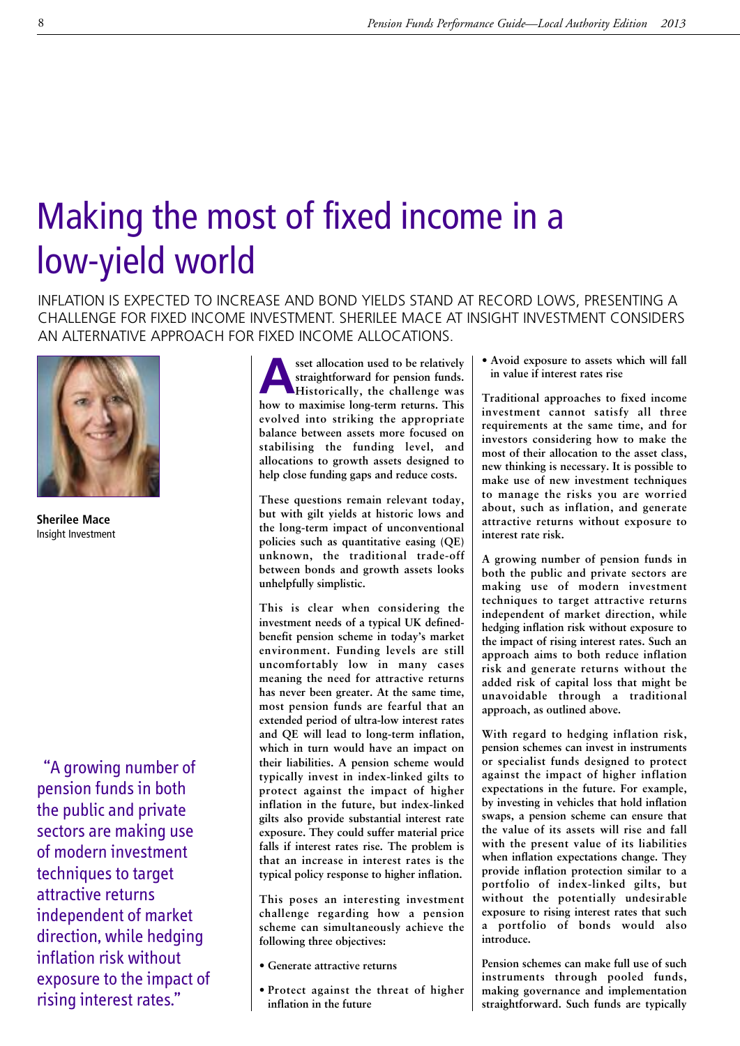# Making the most of fixed income in a low-yield world

INFLATION IS EXPECTED TO INCREASE AND BOND YIELDS STAND AT RECORD LOWS, PRESENTING A CHALLENGE FOR FIXED INCOME INVESTMENT. SHERILEE MACE AT INSIGHT INVESTMENT CONSIDERS AN ALTERNATIVE APPROACH FOR FIXED INCOME ALLOCATIONS.

**Sherilee Mace**
Insight Investment

> "A growing number of pension funds in both the public and private sectors are making use of modern investment techniques to target attractive returns independent of market direction, while hedging inflation risk without exposure to the impact of rising interest rates."

Asset allocation used to be relatively straightforward for pension funds. Historically, the challenge was how to maximise long-term returns. This evolved into striking the appropriate balance between assets more focused on stabilising the funding level, and allocations to growth assets designed to help close funding gaps and reduce costs.

These questions remain relevant today, but with gilt yields at historic lows and the long-term impact of unconventional policies such as quantitative easing (QE) unknown, the traditional trade-off between bonds and growth assets looks unhelpfully simplistic.

This is clear when considering the investment needs of a typical UK defined-benefit pension scheme in today's market environment. Funding levels are still uncomfortably low in many cases meaning the need for attractive returns has never been greater. At the same time, most pension funds are fearful that an extended period of ultra-low interest rates and QE will lead to long-term inflation, which in turn would have an impact on their liabilities. A pension scheme would typically invest in index-linked gilts to protect against the impact of higher inflation in the future, but index-linked gilts also provide substantial interest rate exposure. They could suffer material price falls if interest rates rise. The problem is that an increase in interest rates is the typical policy response to higher inflation.

This poses an interesting investment challenge regarding how a pension scheme can simultaneously achieve the following three objectives:

- Generate attractive returns
- Protect against the threat of higher inflation in the future
- Avoid exposure to assets which will fall in value if interest rates rise

Traditional approaches to fixed income investment cannot satisfy all three requirements at the same time, and for investors considering how to make the most of their allocation to the asset class, new thinking is necessary. It is possible to make use of new investment techniques to manage the risks you are worried about, such as inflation, and generate attractive returns without exposure to interest rate risk.

A growing number of pension funds in both the public and private sectors are making use of modern investment techniques to target attractive returns independent of market direction, while hedging inflation risk without exposure to the impact of rising interest rates. Such an approach aims to both reduce inflation risk and generate returns without the added risk of capital loss that might be unavoidable through a traditional approach, as outlined above.

With regard to hedging inflation risk, pension schemes can invest in instruments or specialist funds designed to protect against the impact of higher inflation expectations in the future. For example, by investing in vehicles that hold inflation swaps, a pension scheme can ensure that the value of its assets will rise and fall with the present value of its liabilities when inflation expectations change. They provide inflation protection similar to a portfolio of index-linked gilts, but without the potentially undesirable exposure to rising interest rates that such a portfolio of bonds would also introduce.

Pension schemes can make full use of such instruments through pooled funds, making governance and implementation straightforward. Such funds are typically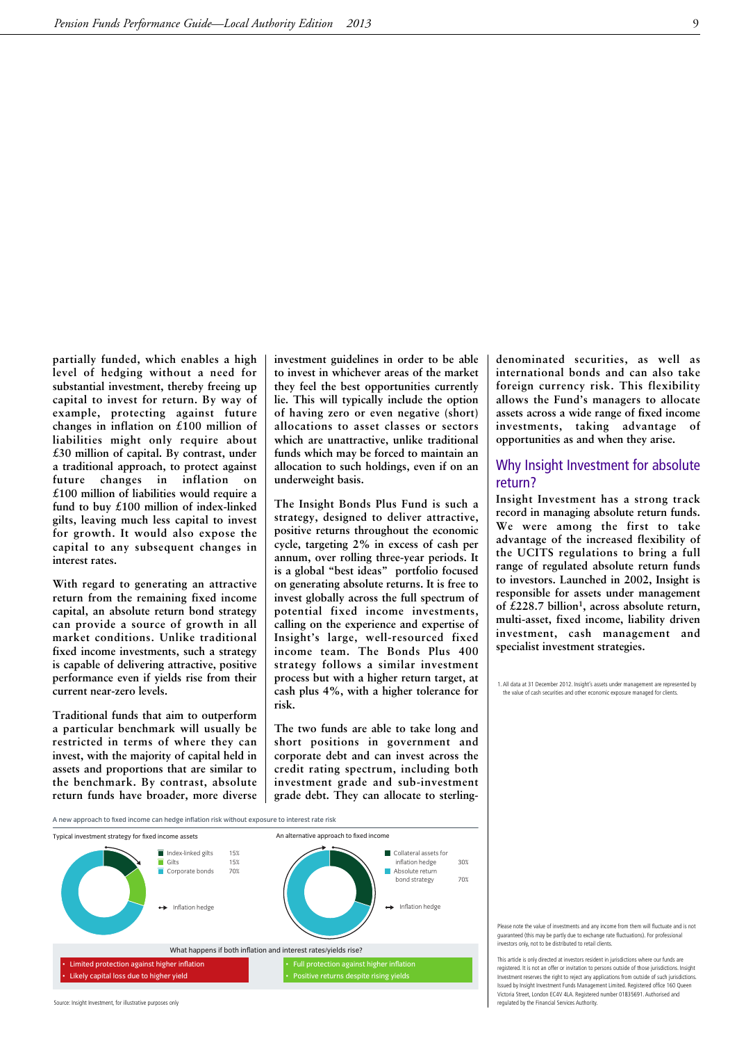partially funded, which enables a high level of hedging without a need for substantial investment, thereby freeing up capital to invest for return. By way of example, protecting against future changes in inflation on £100 million of liabilities might only require about £30 million of capital. By contrast, under a traditional approach, to protect against future changes in inflation on £100 million of liabilities would require a fund to buy £100 million of index-linked gilts, leaving much less capital to invest for growth. It would also expose the capital to any subsequent changes in interest rates.

With regard to generating an attractive return from the remaining fixed income capital, an absolute return bond strategy can provide a source of growth in all market conditions. Unlike traditional fixed income investments, such a strategy is capable of delivering attractive, positive performance even if yields rise from their current near-zero levels.

Traditional funds that aim to outperform a particular benchmark will usually be restricted in terms of where they can invest, with the majority of capital held in assets and proportions that are similar to the benchmark. By contrast, absolute return funds have broader, more diverse investment guidelines in order to be able to invest in whichever areas of the market they feel the best opportunities currently lie. This will typically include the option of having zero or even negative (short) allocations to asset classes or sectors which are unattractive, unlike traditional funds which may be forced to maintain an allocation to such holdings, even if on an underweight basis.

The Insight Bonds Plus Fund is such a strategy, designed to deliver attractive, positive returns throughout the economic cycle, targeting 2% in excess of cash per annum, over rolling three-year periods. It is a global "best ideas" portfolio focused on generating absolute returns. It is free to invest globally across the full spectrum of potential fixed income investments, calling on the experience and expertise of Insight's large, well-resourced fixed income team. The Bonds Plus 400 strategy follows a similar investment process but with a higher return target, at cash plus 4%, with a higher tolerance for risk.

The two funds are able to take long and short positions in government and corporate debt and can invest across the credit rating spectrum, including both investment grade and sub-investment grade debt. They can allocate to sterling-denominated securities, as well as international bonds and can also take foreign currency risk. This flexibility allows the Fund's managers to allocate assets across a wide range of fixed income investments, taking advantage of opportunities as and when they arise.

## Why Insight Investment for absolute return?

Insight Investment has a strong track record in managing absolute return funds. We were among the first to take advantage of the increased flexibility of the UCITS regulations to bring a full range of regulated absolute return funds to investors. Launched in 2002, Insight is responsible for assets under management of £228.7 billion[1], across absolute return, multi-asset, fixed income, liability driven investment, cash management and specialist investment strategies.

1. All data at 31 December 2012. Insight's assets under management are represented by the value of cash securities and other economic exposure managed for clients.

A new approach to fixed income can hedge inflation risk without exposure to interest rate risk

Typical investment strategy for fixed income assets

Index-linked gilts 15%
Gilts 15%
Corporate bonds 70%
Inflation hedge

An alternative approach to fixed income

Collateral assets for inflation hedge 30%
Absolute return bond strategy 70%
Inflation hedge

What happens if both inflation and interest rates/yields rise?

- Limited protection against higher inflation
- Likely capital loss due to higher yield

- Full protection against higher inflation
- Positive returns despite rising yields

Source: Insight Investment, for illustrative purposes only

Please note the value of investments and any income from them will fluctuate and is not guaranteed (this may be partly due to exchange rate fluctuations). For professional investors only, not to be distributed to retail clients.

This article is only directed at investors resident in jurisdictions where our funds are registered. It is not an offer or invitation to persons outside of those jurisdictions. Insight Investment reserves the right to reject any applications from outside of such jurisdictions. Issued by Insight Investment Funds Management Limited. Registered office 160 Queen Victoria Street, London EC4V 4LA. Registered number 01835691. Authorised and regulated by the Financial Services Authority.